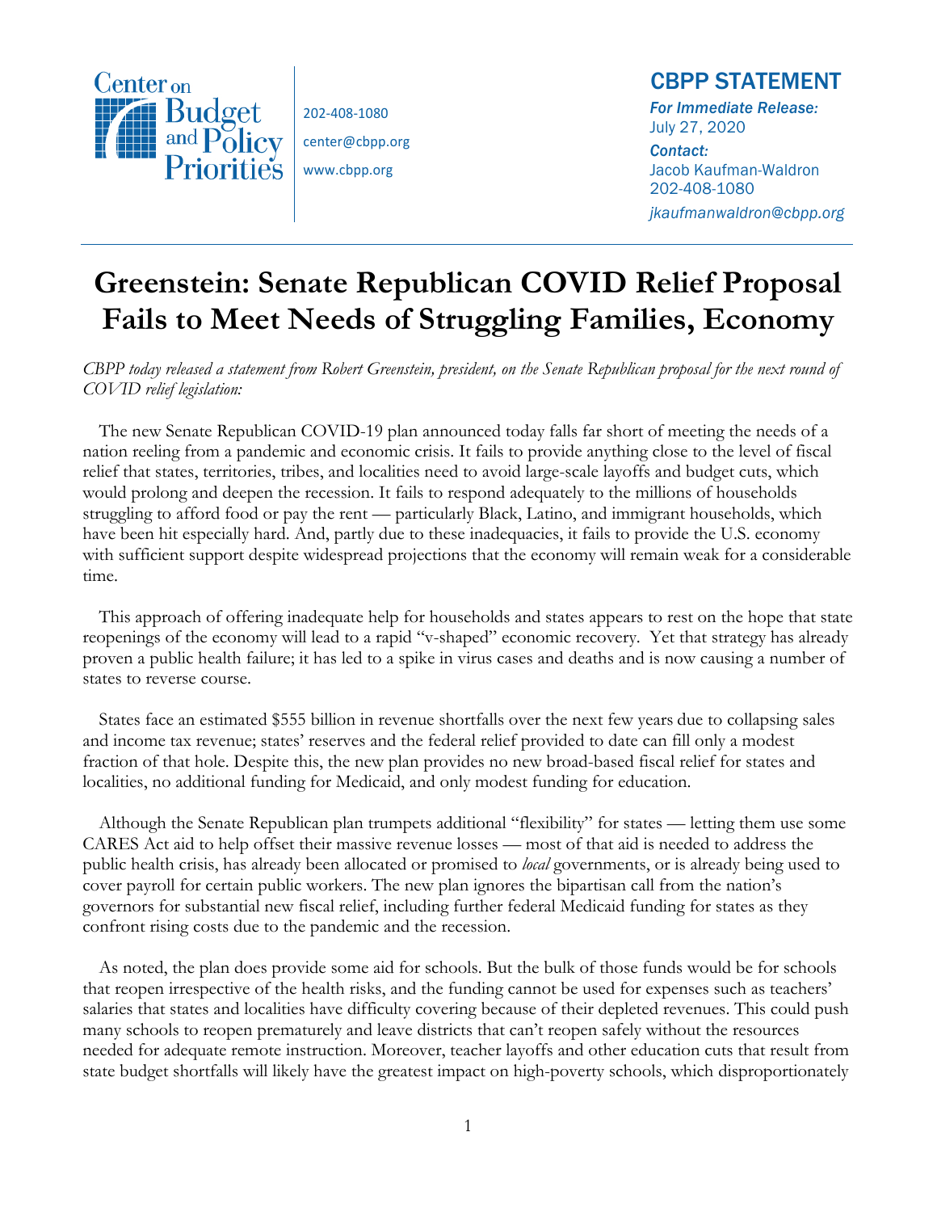Center on Budget and Policy Priorities

202-408-1080
center@cbpp.org
www.cbpp.org

## CBPP STATEMENT

*For Immediate Release:*
July 27, 2020

*Contact:*
Jacob Kaufman-Waldron
202-408-1080
*jkaufmanwaldron@cbpp.org*

# Greenstein: Senate Republican COVID Relief Proposal Fails to Meet Needs of Struggling Families, Economy

*CBPP today released a statement from Robert Greenstein, president, on the Senate Republican proposal for the next round of COVID relief legislation:*

The new Senate Republican COVID-19 plan announced today falls far short of meeting the needs of a nation reeling from a pandemic and economic crisis. It fails to provide anything close to the level of fiscal relief that states, territories, tribes, and localities need to avoid large-scale layoffs and budget cuts, which would prolong and deepen the recession. It fails to respond adequately to the millions of households struggling to afford food or pay the rent — particularly Black, Latino, and immigrant households, which have been hit especially hard. And, partly due to these inadequacies, it fails to provide the U.S. economy with sufficient support despite widespread projections that the economy will remain weak for a considerable time.

This approach of offering inadequate help for households and states appears to rest on the hope that state reopenings of the economy will lead to a rapid "v-shaped" economic recovery. Yet that strategy has already proven a public health failure; it has led to a spike in virus cases and deaths and is now causing a number of states to reverse course.

States face an estimated $555 billion in revenue shortfalls over the next few years due to collapsing sales and income tax revenue; states' reserves and the federal relief provided to date can fill only a modest fraction of that hole. Despite this, the new plan provides no new broad-based fiscal relief for states and localities, no additional funding for Medicaid, and only modest funding for education.

Although the Senate Republican plan trumpets additional "flexibility" for states — letting them use some CARES Act aid to help offset their massive revenue losses — most of that aid is needed to address the public health crisis, has already been allocated or promised to *local* governments, or is already being used to cover payroll for certain public workers. The new plan ignores the bipartisan call from the nation's governors for substantial new fiscal relief, including further federal Medicaid funding for states as they confront rising costs due to the pandemic and the recession.

As noted, the plan does provide some aid for schools. But the bulk of those funds would be for schools that reopen irrespective of the health risks, and the funding cannot be used for expenses such as teachers' salaries that states and localities have difficulty covering because of their depleted revenues. This could push many schools to reopen prematurely and leave districts that can't reopen safely without the resources needed for adequate remote instruction. Moreover, teacher layoffs and other education cuts that result from state budget shortfalls will likely have the greatest impact on high-poverty schools, which disproportionately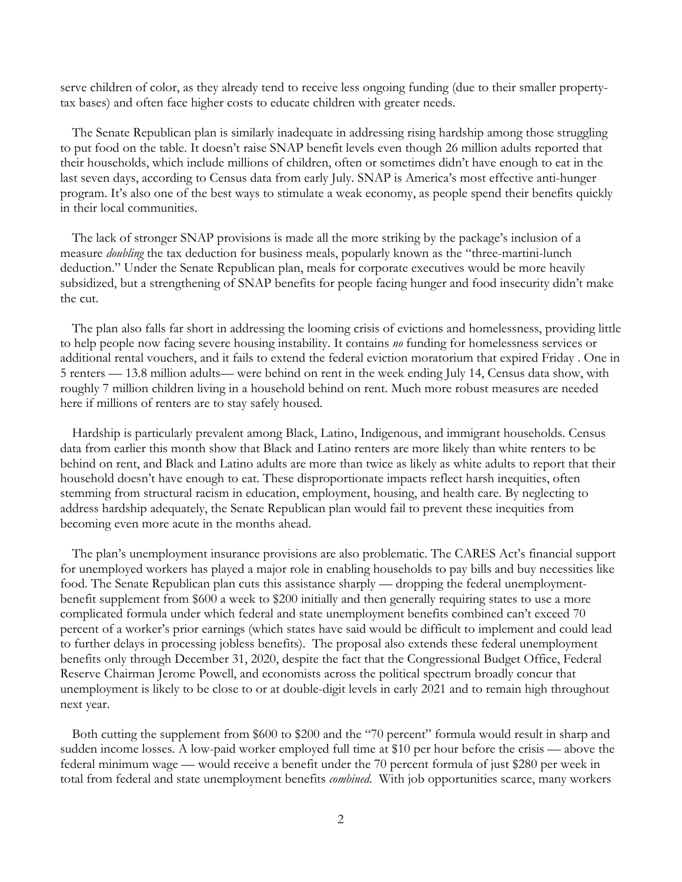serve children of color, as they already tend to receive less ongoing funding (due to their smaller property-tax bases) and often face higher costs to educate children with greater needs.

The Senate Republican plan is similarly inadequate in addressing rising hardship among those struggling to put food on the table. It doesn't raise SNAP benefit levels even though 26 million adults reported that their households, which include millions of children, often or sometimes didn't have enough to eat in the last seven days, according to Census data from early July. SNAP is America's most effective anti-hunger program. It's also one of the best ways to stimulate a weak economy, as people spend their benefits quickly in their local communities.

The lack of stronger SNAP provisions is made all the more striking by the package's inclusion of a measure *doubling* the tax deduction for business meals, popularly known as the "three-martini-lunch deduction." Under the Senate Republican plan, meals for corporate executives would be more heavily subsidized, but a strengthening of SNAP benefits for people facing hunger and food insecurity didn't make the cut.

The plan also falls far short in addressing the looming crisis of evictions and homelessness, providing little to help people now facing severe housing instability. It contains *no* funding for homelessness services or additional rental vouchers, and it fails to extend the federal eviction moratorium that expired Friday . One in 5 renters — 13.8 million adults— were behind on rent in the week ending July 14, Census data show, with roughly 7 million children living in a household behind on rent. Much more robust measures are needed here if millions of renters are to stay safely housed.

Hardship is particularly prevalent among Black, Latino, Indigenous, and immigrant households. Census data from earlier this month show that Black and Latino renters are more likely than white renters to be behind on rent, and Black and Latino adults are more than twice as likely as white adults to report that their household doesn't have enough to eat. These disproportionate impacts reflect harsh inequities, often stemming from structural racism in education, employment, housing, and health care. By neglecting to address hardship adequately, the Senate Republican plan would fail to prevent these inequities from becoming even more acute in the months ahead.

The plan's unemployment insurance provisions are also problematic. The CARES Act's financial support for unemployed workers has played a major role in enabling households to pay bills and buy necessities like food. The Senate Republican plan cuts this assistance sharply — dropping the federal unemployment-benefit supplement from $600 a week to $200 initially and then generally requiring states to use a more complicated formula under which federal and state unemployment benefits combined can't exceed 70 percent of a worker's prior earnings (which states have said would be difficult to implement and could lead to further delays in processing jobless benefits). The proposal also extends these federal unemployment benefits only through December 31, 2020, despite the fact that the Congressional Budget Office, Federal Reserve Chairman Jerome Powell, and economists across the political spectrum broadly concur that unemployment is likely to be close to or at double-digit levels in early 2021 and to remain high throughout next year.

Both cutting the supplement from $600 to $200 and the "70 percent" formula would result in sharp and sudden income losses. A low-paid worker employed full time at $10 per hour before the crisis — above the federal minimum wage — would receive a benefit under the 70 percent formula of just $280 per week in total from federal and state unemployment benefits *combined*. With job opportunities scarce, many workers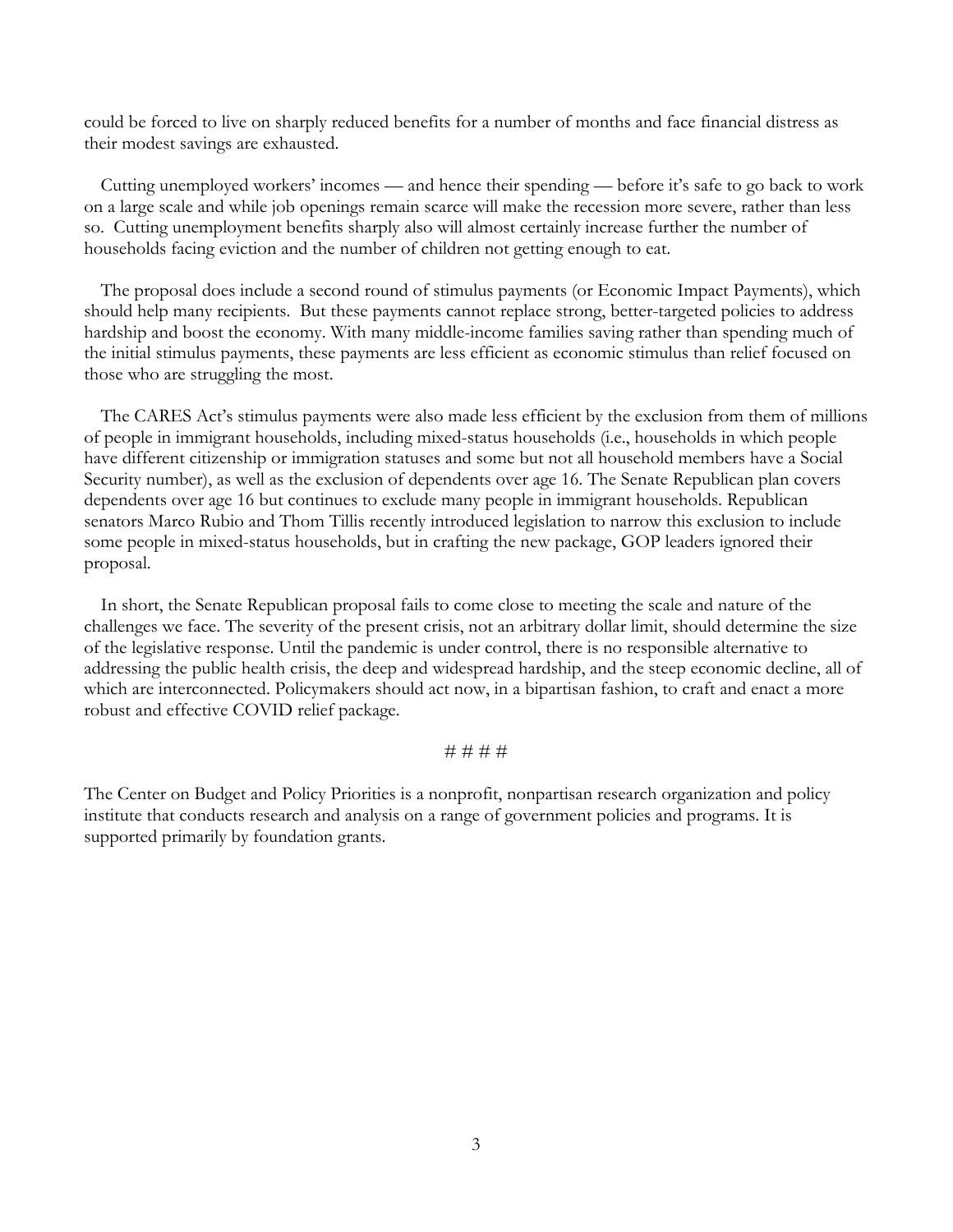could be forced to live on sharply reduced benefits for a number of months and face financial distress as their modest savings are exhausted.

Cutting unemployed workers' incomes — and hence their spending — before it's safe to go back to work on a large scale and while job openings remain scarce will make the recession more severe, rather than less so. Cutting unemployment benefits sharply also will almost certainly increase further the number of households facing eviction and the number of children not getting enough to eat.

The proposal does include a second round of stimulus payments (or Economic Impact Payments), which should help many recipients. But these payments cannot replace strong, better-targeted policies to address hardship and boost the economy. With many middle-income families saving rather than spending much of the initial stimulus payments, these payments are less efficient as economic stimulus than relief focused on those who are struggling the most.

The CARES Act's stimulus payments were also made less efficient by the exclusion from them of millions of people in immigrant households, including mixed-status households (i.e., households in which people have different citizenship or immigration statuses and some but not all household members have a Social Security number), as well as the exclusion of dependents over age 16. The Senate Republican plan covers dependents over age 16 but continues to exclude many people in immigrant households. Republican senators Marco Rubio and Thom Tillis recently introduced legislation to narrow this exclusion to include some people in mixed-status households, but in crafting the new package, GOP leaders ignored their proposal.

In short, the Senate Republican proposal fails to come close to meeting the scale and nature of the challenges we face. The severity of the present crisis, not an arbitrary dollar limit, should determine the size of the legislative response. Until the pandemic is under control, there is no responsible alternative to addressing the public health crisis, the deep and widespread hardship, and the steep economic decline, all of which are interconnected. Policymakers should act now, in a bipartisan fashion, to craft and enact a more robust and effective COVID relief package.

# # # #

The Center on Budget and Policy Priorities is a nonprofit, nonpartisan research organization and policy institute that conducts research and analysis on a range of government policies and programs. It is supported primarily by foundation grants.